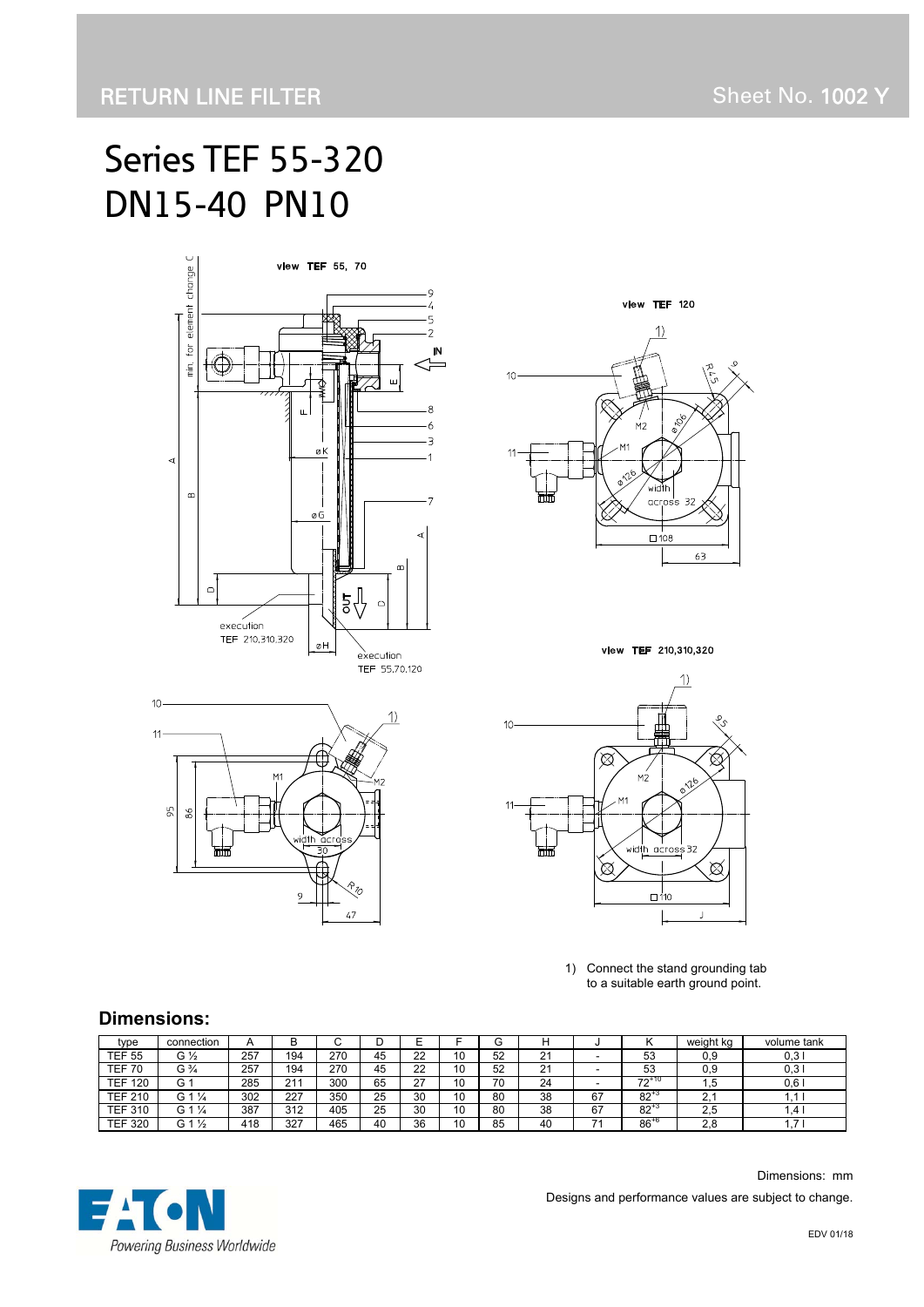RETURN LINE FILTER

Sheet No. **1002 Y**

# Series TEF 55-320
# DN15-40 PN10

1) Connect the stand grounding tab to a suitable earth ground point.

## Dimensions:

| type | connection | A | B | C | D | E | F | G | H | J | K | weight kg | volume tank |
|---|---|---|---|---|---|---|---|---|---|---|---|---|---|
| TEF 55 | G ½ | 257 | 194 | 270 | 45 | 22 | 10 | 52 | 21 | - | 53 | 0,9 | 0,3 l |
| TEF 70 | G ¾ | 257 | 194 | 270 | 45 | 22 | 10 | 52 | 21 | - | 53 | 0,9 | 0,3 l |
| TEF 120 | G 1 | 285 | 211 | 300 | 65 | 27 | 10 | 70 | 24 | - | $72^{+10}$ | 1,5 | 0,6 l |
| TEF 210 | G 1 ¼ | 302 | 227 | 350 | 25 | 30 | 10 | 80 | 38 | 67 | $82^{+3}$ | 2,1 | 1,1 l |
| TEF 310 | G 1 ¼ | 387 | 312 | 405 | 25 | 30 | 10 | 80 | 38 | 67 | $82^{+3}$ | 2,5 | 1,4 l |
| TEF 320 | G 1 ½ | 418 | 327 | 465 | 40 | 36 | 10 | 85 | 40 | 71 | $86^{+6}$ | 2,8 | 1,7 l |

Dimensions: mm

Designs and performance values are subject to change.

EATON Powering Business Worldwide

EDV 01/18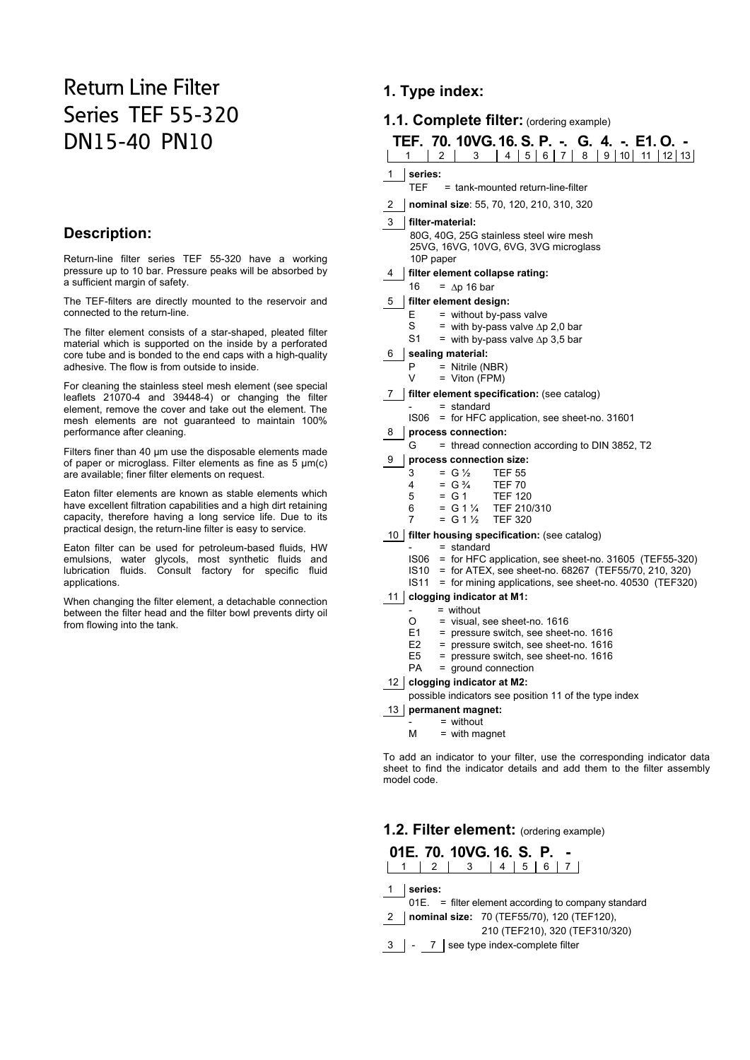# Return Line Filter Series TEF 55-320 DN15-40 PN10

## Description:

Return-line filter series TEF 55-320 have a working pressure up to 10 bar. Pressure peaks will be absorbed by a sufficient margin of safety.

The TEF-filters are directly mounted to the reservoir and connected to the return-line.

The filter element consists of a star-shaped, pleated filter material which is supported on the inside by a perforated core tube and is bonded to the end caps with a high-quality adhesive. The flow is from outside to inside.

For cleaning the stainless steel mesh element (see special leaflets 21070-4 and 39448-4) or changing the filter element, remove the cover and take out the element. The mesh elements are not guaranteed to maintain 100% performance after cleaning.

Filters finer than 40 µm use the disposable elements made of paper or microglass. Filter elements as fine as 5 µm(c) are available; finer filter elements on request.

Eaton filter elements are known as stable elements which have excellent filtration capabilities and a high dirt retaining capacity, therefore having a long service life. Due to its practical design, the return-line filter is easy to service.

Eaton filter can be used for petroleum-based fluids, HW emulsions, water glycols, most synthetic fluids and lubrication fluids. Consult factory for specific fluid applications.

When changing the filter element, a detachable connection between the filter head and the filter bowl prevents dirty oil from flowing into the tank.

## 1. Type index:

### 1.1. Complete filter: (ordering example)

| TEF. | 70. | 10VG. | 16. | S. | P. | -. | G. | 4. | -. | E1. | O. | - |
|---|---|---|---|---|---|---|---|---|---|---|---|---|
| 1 | 2 | 3 | 4 | 5 | 6 | 7 | 8 | 9 | 10 | 11 | 12 | 13 |

**1 series:**
- TEF = tank-mounted return-line-filter

**2 nominal size**: 55, 70, 120, 210, 310, 320

**3 filter-material:**
- 80G, 40G, 25G stainless steel wire mesh
- 25VG, 16VG, 10VG, 6VG, 3VG microglass
- 10P paper

**4 filter element collapse rating:**
- 16 = $\Delta$p 16 bar

**5 filter element design:**
- E = without by-pass valve
- S = with by-pass valve $\Delta$p 2,0 bar
- S1 = with by-pass valve $\Delta$p 3,5 bar

**6 sealing material:**
- P = Nitrile (NBR)
- V = Viton (FPM)

**7 filter element specification:** (see catalog)
- \- = standard
- IS06 = for HFC application, see sheet-no. 31601

**8 process connection:**
- G = thread connection according to DIN 3852, T2

**9 process connection size:**
- 3 = G ½ TEF 55
- 4 = G ¾ TEF 70
- 5 = G 1 TEF 120
- 6 = G 1 ¼ TEF 210/310
- 7 = G 1 ½ TEF 320

**10 filter housing specification:** (see catalog)
- \- = standard
- IS06 = for HFC application, see sheet-no. 31605 (TEF55-320)
- IS10 = for ATEX, see sheet-no. 68267 (TEF55/70, 210, 320)
- IS11 = for mining applications, see sheet-no. 40530 (TEF320)

**11 clogging indicator at M1:**
- \- = without
- O = visual, see sheet-no. 1616
- E1 = pressure switch, see sheet-no. 1616
- E2 = pressure switch, see sheet-no. 1616
- E5 = pressure switch, see sheet-no. 1616
- PA = ground connection

**12 clogging indicator at M2:**
possible indicators see position 11 of the type index

**13 permanent magnet:**
- \- = without
- M = with magnet

To add an indicator to your filter, use the corresponding indicator data sheet to find the indicator details and add them to the filter assembly model code.

### 1.2. Filter element: (ordering example)

| 01E. | 70. | 10VG. | 16. | S. | P. | - |
|---|---|---|---|---|---|---|
| 1 | 2 | 3 | 4 | 5 | 6 | 7 |

**1 series:**
- 01E. = filter element according to company standard

**2 nominal size:** 70 (TEF55/70), 120 (TEF120), 210 (TEF210), 320 (TEF310/320)

**3 - 7** see type index-complete filter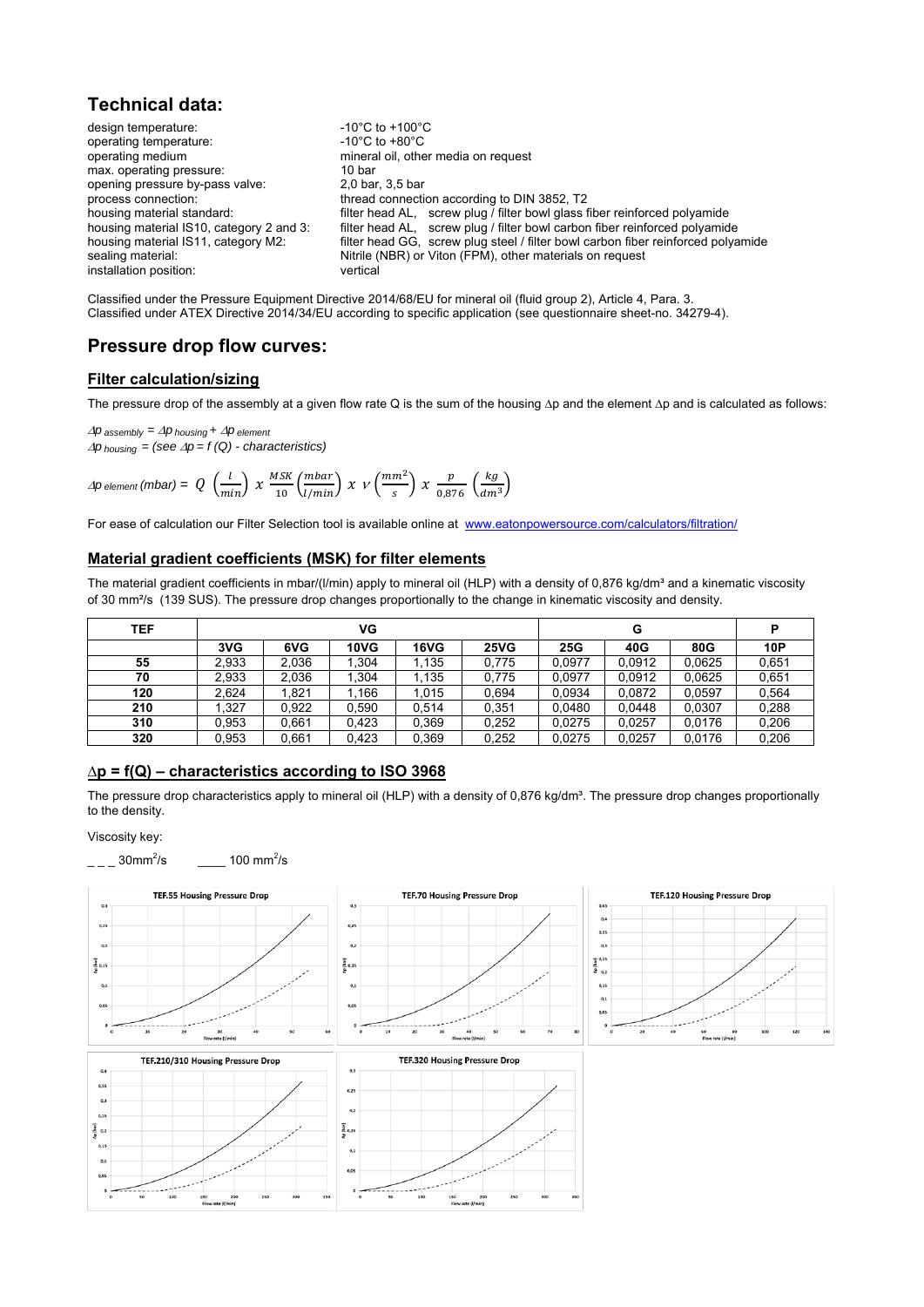## Technical data:

| | |
|---|---|
| design temperature: | -10°C to +100°C |
| operating temperature: | -10°C to +80°C |
| operating medium | mineral oil, other media on request |
| max. operating pressure: | 10 bar |
| opening pressure by-pass valve: | 2,0 bar, 3,5 bar |
| process connection: | thread connection according to DIN 3852, T2 |
| housing material standard: | filter head AL, screw plug / filter bowl glass fiber reinforced polyamide |
| housing material IS10, category 2 and 3: | filter head AL, screw plug / filter bowl carbon fiber reinforced polyamide |
| housing material IS11, category M2: | filter head GG, screw plug steel / filter bowl carbon fiber reinforced polyamide |
| sealing material: | Nitrile (NBR) or Viton (FPM), other materials on request |
| installation position: | vertical |

Classified under the Pressure Equipment Directive 2014/68/EU for mineral oil (fluid group 2), Article 4, Para. 3.
Classified under ATEX Directive 2014/34/EU according to specific application (see questionnaire sheet-no. 34279-4).

## Pressure drop flow curves:

### Filter calculation/sizing

The pressure drop of the assembly at a given flow rate Q is the sum of the housing Δp and the element Δp and is calculated as follows:

$\Delta p_{assembly} = \Delta p_{housing} + \Delta p_{element}$
$\Delta p_{housing}$ = (see $\Delta p = f(Q)$ - characteristics)

$$\Delta p_{element}\,(mbar) = Q\left(\frac{l}{min}\right) x\ \frac{MSK}{10}\left(\frac{mbar}{l/min}\right) x\ v\left(\frac{mm^2}{s}\right) x\ \frac{p}{0{,}876}\left(\frac{kg}{dm^3}\right)$$

For ease of calculation our Filter Selection tool is available online at [www.eatonpowersource.com/calculators/filtration/](www.eatonpowersource.com/calculators/filtration/)

### Material gradient coefficients (MSK) for filter elements

The material gradient coefficients in mbar/(l/min) apply to mineral oil (HLP) with a density of 0,876 kg/dm³ and a kinematic viscosity of 30 mm²/s (139 SUS). The pressure drop changes proportionally to the change in kinematic viscosity and density.

| TEF | VG | | | | | G | | | P |
|---|---|---|---|---|---|---|---|---|---|
| | 3VG | 6VG | 10VG | 16VG | 25VG | 25G | 40G | 80G | 10P |
| **55** | 2,933 | 2,036 | 1,304 | 1,135 | 0,775 | 0,0977 | 0,0912 | 0,0625 | 0,651 |
| **70** | 2,933 | 2,036 | 1,304 | 1,135 | 0,775 | 0,0977 | 0,0912 | 0,0625 | 0,651 |
| **120** | 2,624 | 1,821 | 1,166 | 1,015 | 0,694 | 0,0934 | 0,0872 | 0,0597 | 0,564 |
| **210** | 1,327 | 0,922 | 0,590 | 0,514 | 0,351 | 0,0480 | 0,0448 | 0,0307 | 0,288 |
| **310** | 0,953 | 0,661 | 0,423 | 0,369 | 0,252 | 0,0275 | 0,0257 | 0,0176 | 0,206 |
| **320** | 0,953 | 0,661 | 0,423 | 0,369 | 0,252 | 0,0275 | 0,0257 | 0,0176 | 0,206 |

### Δp = f(Q) – characteristics according to ISO 3968

The pressure drop characteristics apply to mineral oil (HLP) with a density of 0,876 kg/dm³. The pressure drop changes proportionally to the density.

Viscosity key:

_ _ _ 30mm²/s ____ 100 mm²/s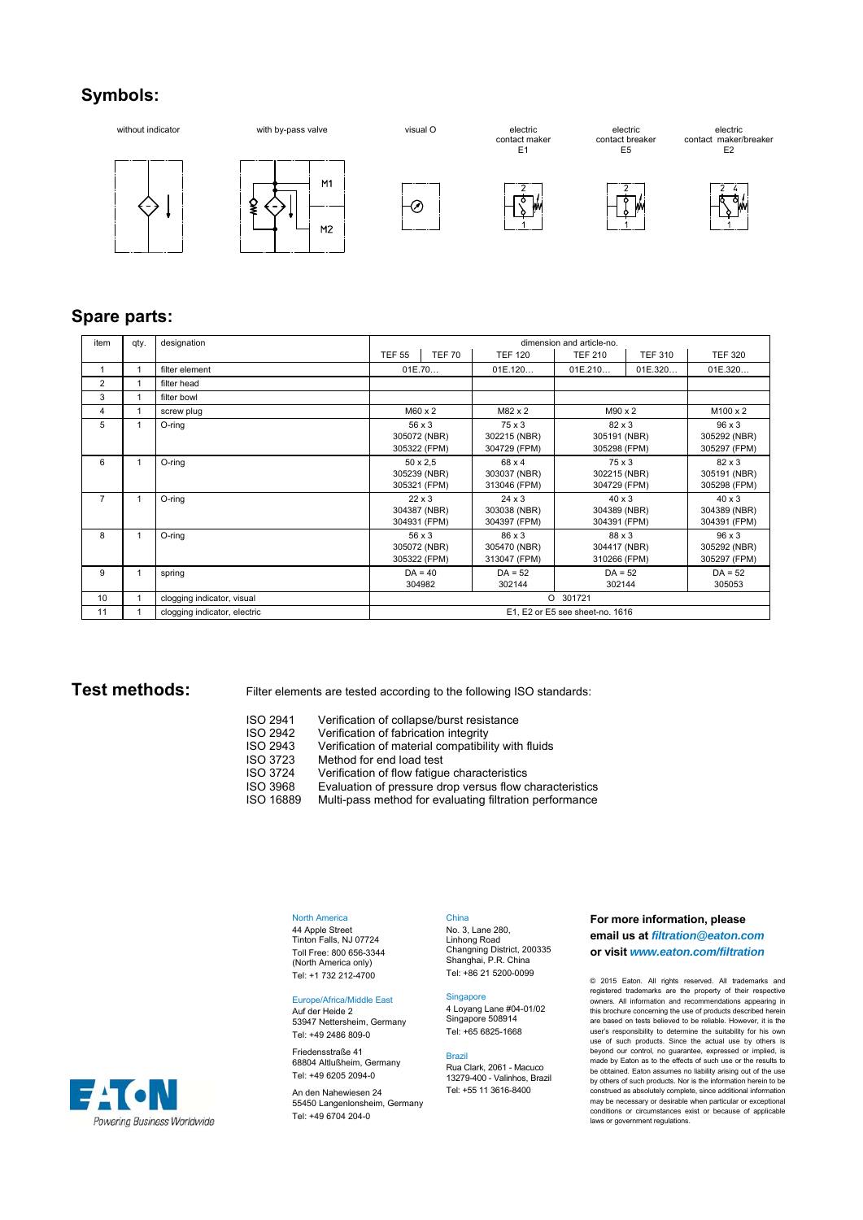## Symbols:

without indicator

with by-pass valve

M1

M2

visual O

electric contact maker E1

electric contact breaker E5

electric contact maker/breaker E2

## Spare parts:

| item | qty. | designation | dimension and article-no. | | | | | |
|---|---|---|---|---|---|---|---|---|
| | | | TEF 55 | TEF 70 | TEF 120 | TEF 210 | TEF 310 | TEF 320 |
| 1 | 1 | filter element | 01E.70... | | 01E.120... | 01E.210... | 01E.320... | 01E.320... |
| 2 | 1 | filter head | | | | | | |
| 3 | 1 | filter bowl | | | | | | |
| 4 | 1 | screw plug | M60 x 2 | | M82 x 2 | M90 x 2 | | M100 x 2 |
| 5 | 1 | O-ring | 56 x 3<br>305072 (NBR)<br>305322 (FPM) | | 75 x 3<br>302215 (NBR)<br>304729 (FPM) | 82 x 3<br>305191 (NBR)<br>305298 (FPM) | | 96 x 3<br>305292 (NBR)<br>305297 (FPM) |
| 6 | 1 | O-ring | 50 x 2,5<br>305239 (NBR)<br>305321 (FPM) | | 68 x 4<br>303037 (NBR)<br>313046 (FPM) | 75 x 3<br>302215 (NBR)<br>304729 (FPM) | | 82 x 3<br>305191 (NBR)<br>305298 (FPM) |
| 7 | 1 | O-ring | 22 x 3<br>304387 (NBR)<br>304931 (FPM) | | 24 x 3<br>303038 (NBR)<br>304397 (FPM) | 40 x 3<br>304389 (NBR)<br>304391 (FPM) | | 40 x 3<br>304389 (NBR)<br>304391 (FPM) |
| 8 | 1 | O-ring | 56 x 3<br>305072 (NBR)<br>305322 (FPM) | | 86 x 3<br>305470 (NBR)<br>313047 (FPM) | 88 x 3<br>304417 (NBR)<br>310266 (FPM) | | 96 x 3<br>305292 (NBR)<br>305297 (FPM) |
| 9 | 1 | spring | DA = 40<br>304982 | | DA = 52<br>302144 | DA = 52<br>302144 | | DA = 52<br>305053 |
| 10 | 1 | clogging indicator, visual | O 301721 | | | | | |
| 11 | 1 | clogging indicator, electric | E1, E2 or E5 see sheet-no. 1616 | | | | | |

## Test methods:

Filter elements are tested according to the following ISO standards:

| | |
|---|---|
| ISO 2941 | Verification of collapse/burst resistance |
| ISO 2942 | Verification of fabrication integrity |
| ISO 2943 | Verification of material compatibility with fluids |
| ISO 3723 | Method for end load test |
| ISO 3724 | Verification of flow fatigue characteristics |
| ISO 3968 | Evaluation of pressure drop versus flow characteristics |
| ISO 16889 | Multi-pass method for evaluating filtration performance |

North America
44 Apple Street
Tinton Falls, NJ 07724
Toll Free: 800 656-3344
(North America only)
Tel: +1 732 212-4700

Europe/Africa/Middle East
Auf der Heide 2
53947 Nettersheim, Germany
Tel: +49 2486 809-0

Friedensstraße 41
68804 Altlußheim, Germany
Tel: +49 6205 2094-0

An den Nahewiesen 24
55450 Langenlonsheim, Germany
Tel: +49 6704 204-0

China
No. 3, Lane 280,
Linhong Road
Changning District, 200335
Shanghai, P.R. China
Tel: +86 21 5200-0099

Singapore
4 Loyang Lane #04-01/02
Singapore 508914
Tel: +65 6825-1668

Brazil
Rua Clark, 2061 - Macuco
13279-400 - Valinhos, Brazil
Tel: +55 11 3616-8400

**For more information, please email us at *filtration@eaton.com* or visit *www.eaton.com/filtration***

© 2015 Eaton. All rights reserved. All trademarks and registered trademarks are the property of their respective owners. All information and recommendations appearing in this brochure concerning the use of products described herein are based on tests believed to be reliable. However, it is the user's responsibility to determine the suitability for his own use of such products. Since the actual use by others is beyond our control, no guarantee, expressed or implied, is made by Eaton as to the effects of such use or the results to be obtained. Eaton assumes no liability arising out of the use by others of such products. Nor is the information herein to be construed as absolutely complete, since additional information may be necessary or desirable when particular or exceptional conditions or circumstances exist or because of applicable laws or government regulations.

EATON
Powering Business Worldwide